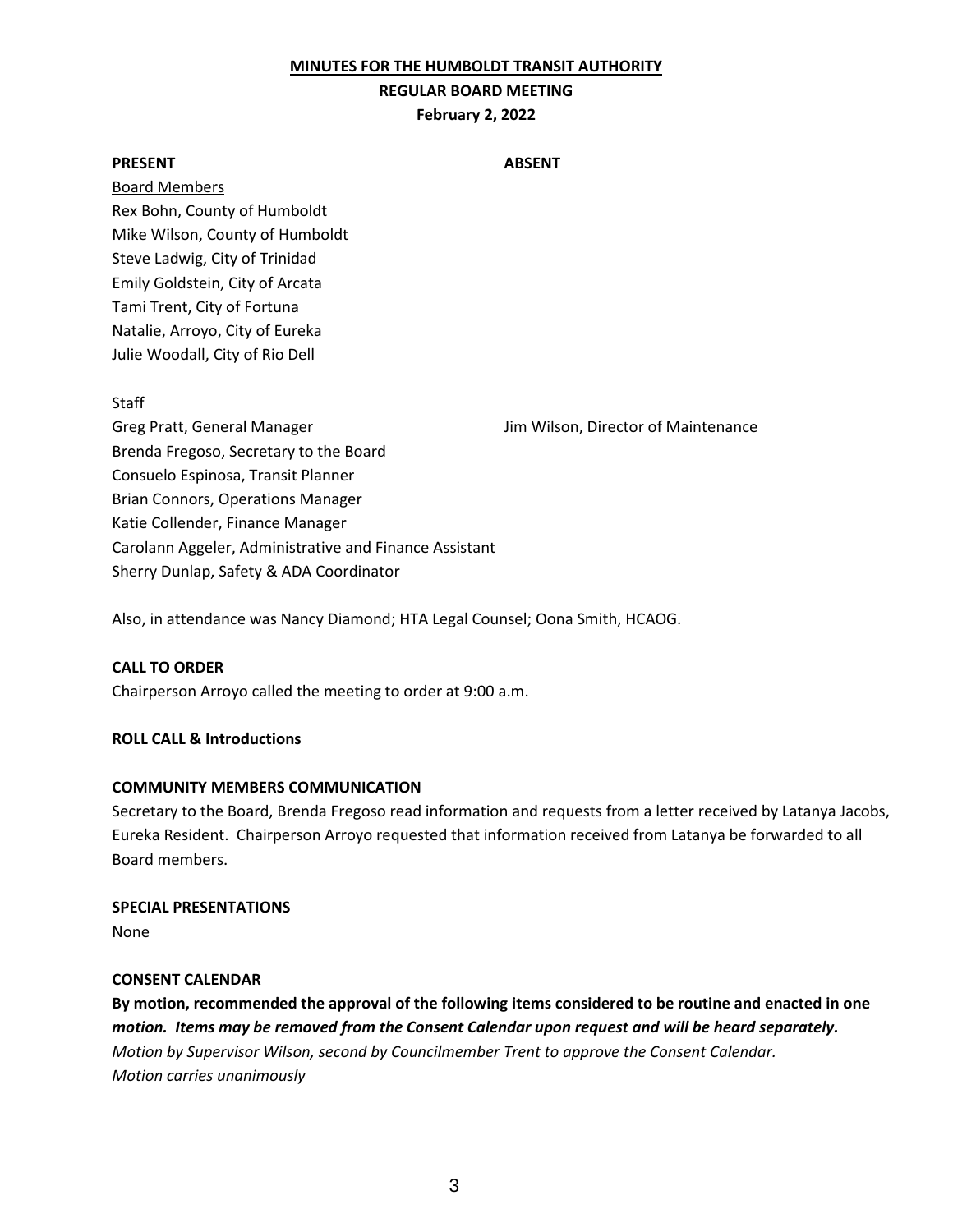**MINUTES FOR THE HUMBOLDT TRANSIT AUTHORITY**

**REGULAR BOARD MEETING**

**February 2, 2022**

| **PRESENT** | **ABSENT** |
|---|---|
| Board Members | |
| Rex Bohn, County of Humboldt | |
| Mike Wilson, County of Humboldt | |
| Steve Ladwig, City of Trinidad | |
| Emily Goldstein, City of Arcata | |
| Tami Trent, City of Fortuna | |
| Natalie, Arroyo, City of Eureka | |
| Julie Woodall, City of Rio Dell | |
| | |
| Staff | |
| Greg Pratt, General Manager | Jim Wilson, Director of Maintenance |
| Brenda Fregoso, Secretary to the Board | |
| Consuelo Espinosa, Transit Planner | |
| Brian Connors, Operations Manager | |
| Katie Collender, Finance Manager | |
| Carolann Aggeler, Administrative and Finance Assistant | |
| Sherry Dunlap, Safety & ADA Coordinator | |

Also, in attendance was Nancy Diamond; HTA Legal Counsel; Oona Smith, HCAOG.

**CALL TO ORDER**

Chairperson Arroyo called the meeting to order at 9:00 a.m.

**ROLL CALL & Introductions**

**COMMUNITY MEMBERS COMMUNICATION**

Secretary to the Board, Brenda Fregoso read information and requests from a letter received by Latanya Jacobs, Eureka Resident. Chairperson Arroyo requested that information received from Latanya be forwarded to all Board members.

**SPECIAL PRESENTATIONS**

None

**CONSENT CALENDAR**

**By motion, recommended the approval of the following items considered to be routine and enacted in one *motion. Items may be removed from the Consent Calendar upon request and will be heard separately.***

*Motion by Supervisor Wilson, second by Councilmember Trent to approve the Consent Calendar.*

*Motion carries unanimously*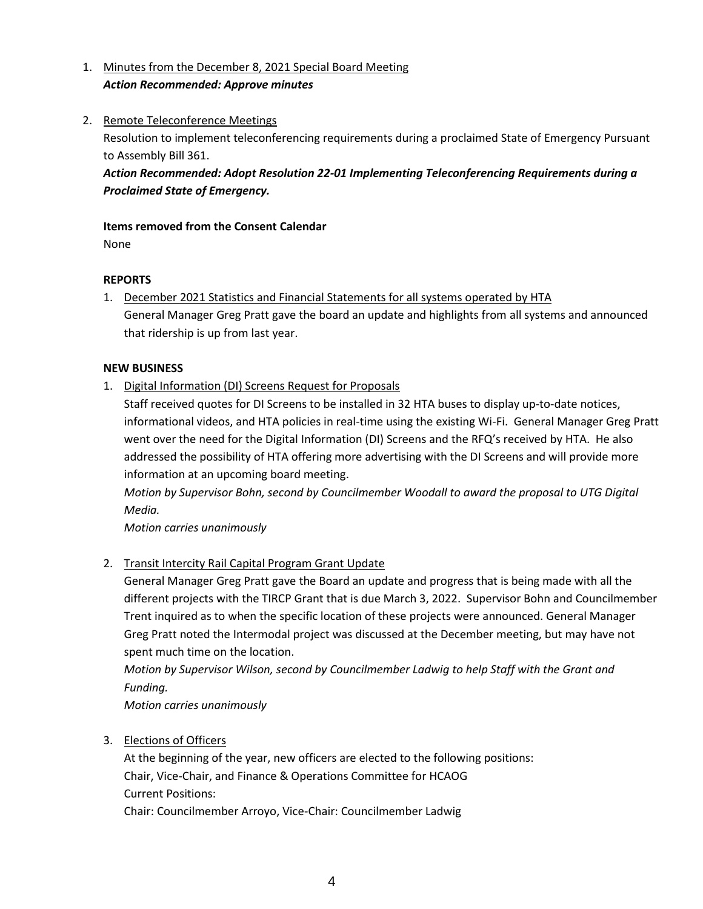1. Minutes from the December 8, 2021 Special Board Meeting
   ***Action Recommended: Approve minutes***

2. Remote Teleconference Meetings
   Resolution to implement teleconferencing requirements during a proclaimed State of Emergency Pursuant to Assembly Bill 361.
   ***Action Recommended: Adopt Resolution 22-01 Implementing Teleconferencing Requirements during a Proclaimed State of Emergency.***

**Items removed from the Consent Calendar**
None

**REPORTS**

1. December 2021 Statistics and Financial Statements for all systems operated by HTA
   General Manager Greg Pratt gave the board an update and highlights from all systems and announced that ridership is up from last year.

**NEW BUSINESS**

1. Digital Information (DI) Screens Request for Proposals
   Staff received quotes for DI Screens to be installed in 32 HTA buses to display up-to-date notices, informational videos, and HTA policies in real-time using the existing Wi-Fi. General Manager Greg Pratt went over the need for the Digital Information (DI) Screens and the RFQ's received by HTA. He also addressed the possibility of HTA offering more advertising with the DI Screens and will provide more information at an upcoming board meeting.
   *Motion by Supervisor Bohn, second by Councilmember Woodall to award the proposal to UTG Digital Media.*
   *Motion carries unanimously*

2. Transit Intercity Rail Capital Program Grant Update
   General Manager Greg Pratt gave the Board an update and progress that is being made with all the different projects with the TIRCP Grant that is due March 3, 2022. Supervisor Bohn and Councilmember Trent inquired as to when the specific location of these projects were announced. General Manager Greg Pratt noted the Intermodal project was discussed at the December meeting, but may have not spent much time on the location.
   *Motion by Supervisor Wilson, second by Councilmember Ladwig to help Staff with the Grant and Funding.*
   *Motion carries unanimously*

3. Elections of Officers
   At the beginning of the year, new officers are elected to the following positions:
   Chair, Vice-Chair, and Finance & Operations Committee for HCAOG
   Current Positions:
   Chair: Councilmember Arroyo, Vice-Chair: Councilmember Ladwig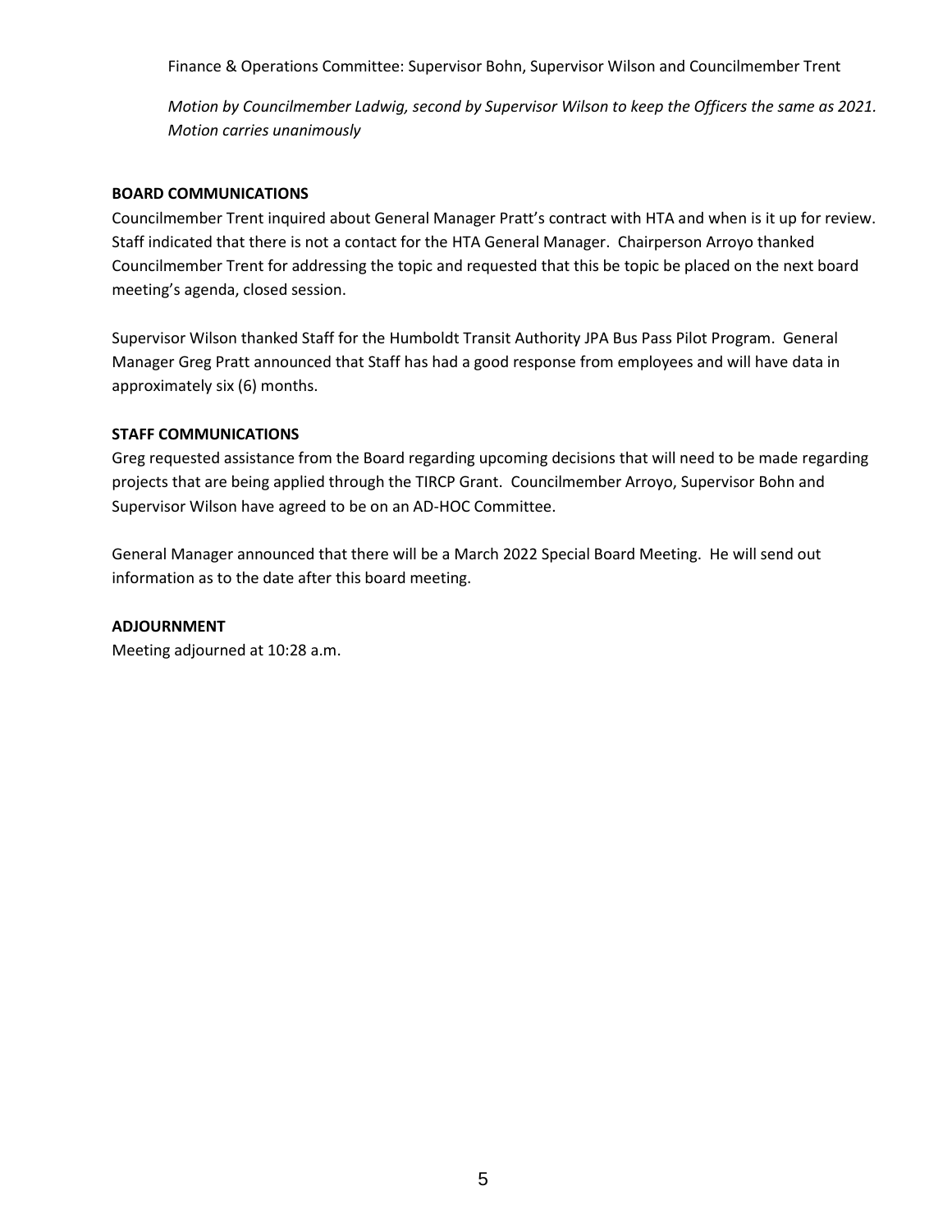Finance & Operations Committee: Supervisor Bohn, Supervisor Wilson and Councilmember Trent

*Motion by Councilmember Ladwig, second by Supervisor Wilson to keep the Officers the same as 2021. Motion carries unanimously*

**BOARD COMMUNICATIONS**

Councilmember Trent inquired about General Manager Pratt's contract with HTA and when is it up for review. Staff indicated that there is not a contact for the HTA General Manager. Chairperson Arroyo thanked Councilmember Trent for addressing the topic and requested that this be topic be placed on the next board meeting's agenda, closed session.

Supervisor Wilson thanked Staff for the Humboldt Transit Authority JPA Bus Pass Pilot Program. General Manager Greg Pratt announced that Staff has had a good response from employees and will have data in approximately six (6) months.

**STAFF COMMUNICATIONS**

Greg requested assistance from the Board regarding upcoming decisions that will need to be made regarding projects that are being applied through the TIRCP Grant. Councilmember Arroyo, Supervisor Bohn and Supervisor Wilson have agreed to be on an AD-HOC Committee.

General Manager announced that there will be a March 2022 Special Board Meeting. He will send out information as to the date after this board meeting.

**ADJOURNMENT**

Meeting adjourned at 10:28 a.m.